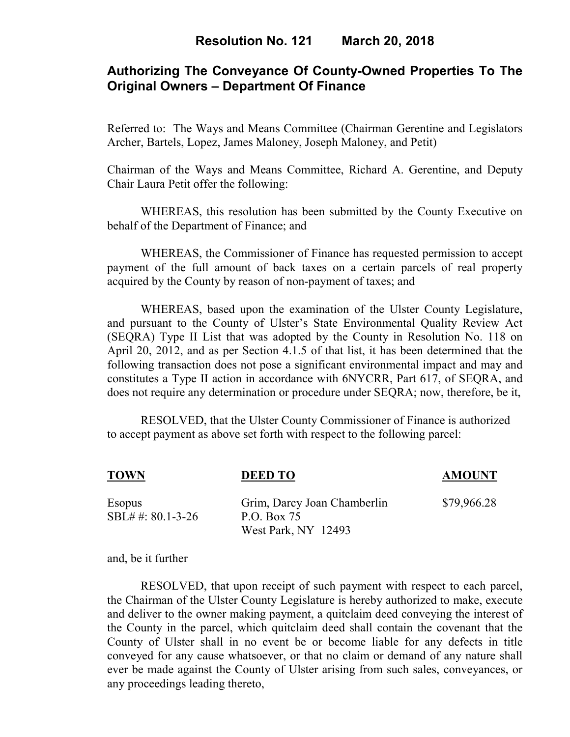# Resolution No. 121 March 20, 2018

## Authorizing The Conveyance Of County-Owned Properties To The Original Owners – Department Of Finance

Referred to: The Ways and Means Committee (Chairman Gerentine and Legislators Archer, Bartels, Lopez, James Maloney, Joseph Maloney, and Petit)

Chairman of the Ways and Means Committee, Richard A. Gerentine, and Deputy Chair Laura Petit offer the following:

WHEREAS, this resolution has been submitted by the County Executive on behalf of the Department of Finance; and

WHEREAS, the Commissioner of Finance has requested permission to accept payment of the full amount of back taxes on a certain parcels of real property acquired by the County by reason of non-payment of taxes; and

WHEREAS, based upon the examination of the Ulster County Legislature, and pursuant to the County of Ulster's State Environmental Quality Review Act (SEQRA) Type II List that was adopted by the County in Resolution No. 118 on April 20, 2012, and as per Section 4.1.5 of that list, it has been determined that the following transaction does not pose a significant environmental impact and may and constitutes a Type II action in accordance with 6NYCRR, Part 617, of SEQRA, and does not require any determination or procedure under SEQRA; now, therefore, be it,

RESOLVED, that the Ulster County Commissioner of Finance is authorized to accept payment as above set forth with respect to the following parcel:

| TOWN | DEED TO | AMOUNT |
|---|---|---|
| Esopus<br>SBL# #: 80.1-3-26 | Grim, Darcy Joan Chamberlin<br>P.O. Box 75<br>West Park, NY 12493 | $79,966.28 |

and, be it further

RESOLVED, that upon receipt of such payment with respect to each parcel, the Chairman of the Ulster County Legislature is hereby authorized to make, execute and deliver to the owner making payment, a quitclaim deed conveying the interest of the County in the parcel, which quitclaim deed shall contain the covenant that the County of Ulster shall in no event be or become liable for any defects in title conveyed for any cause whatsoever, or that no claim or demand of any nature shall ever be made against the County of Ulster arising from such sales, conveyances, or any proceedings leading thereto,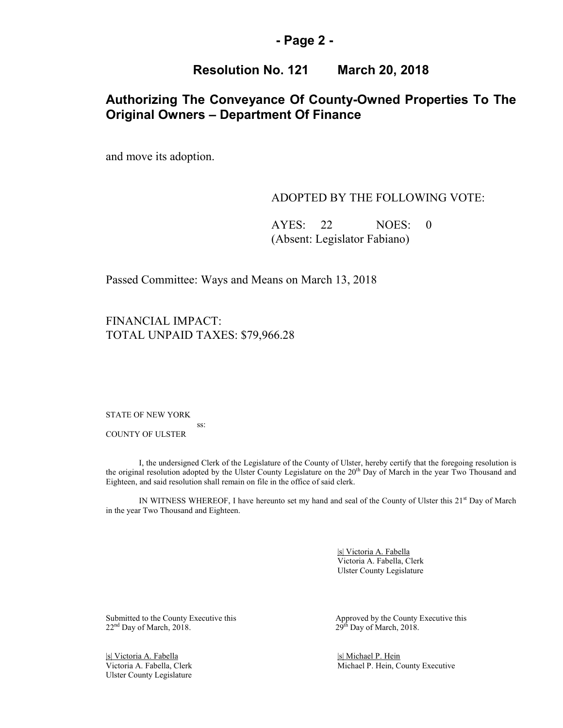## Resolution No. 121 March 20, 2018

## Authorizing The Conveyance Of County-Owned Properties To The Original Owners – Department Of Finance

and move its adoption.

ADOPTED BY THE FOLLOWING VOTE:

AYES: 22 NOES: 0
(Absent: Legislator Fabiano)

Passed Committee: Ways and Means on March 13, 2018

FINANCIAL IMPACT:
TOTAL UNPAID TAXES: $79,966.28

STATE OF NEW YORK
ss:
COUNTY OF ULSTER

I, the undersigned Clerk of the Legislature of the County of Ulster, hereby certify that the foregoing resolution is the original resolution adopted by the Ulster County Legislature on the 20th Day of March in the year Two Thousand and Eighteen, and said resolution shall remain on file in the office of said clerk.

IN WITNESS WHEREOF, I have hereunto set my hand and seal of the County of Ulster this 21st Day of March in the year Two Thousand and Eighteen.

|s| Victoria A. Fabella
Victoria A. Fabella, Clerk
Ulster County Legislature

Submitted to the County Executive this 22nd Day of March, 2018.

|s| Victoria A. Fabella
Victoria A. Fabella, Clerk
Ulster County Legislature

Approved by the County Executive this 29th Day of March, 2018.

|s| Michael P. Hein
Michael P. Hein, County Executive